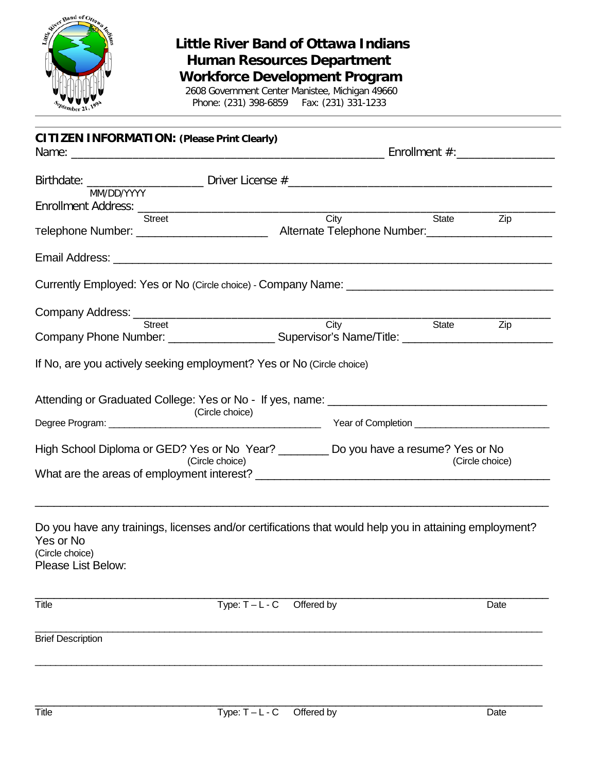# Little River Band of Ottawa Indians
## Human Resources Department
## Workforce Development Program

2608 Government Center Manistee, Michigan 49660
Phone: (231) 398-6859 Fax: (231) 331-1233

**CITIZEN INFORMATION: (Please Print Clearly)**

Name: ______________________________________________ Enrollment #:_______________

Birthdate: _________________ Driver License #_________________________________________
MM/DD/YYYY

Enrollment Address: ____________________________________________________________
Street City State Zip

Telephone Number: ____________________ Alternate Telephone Number:___________________

Email Address: _________________________________________________________________

Currently Employed: Yes or No (Circle choice) - Company Name: _____________________________

Company Address: _______________________________________________________________
Street City State Zip

Company Phone Number: ________________ Supervisor's Name/Title: _______________________

If No, are you actively seeking employment? Yes or No (Circle choice)

Attending or Graduated College: Yes or No - If yes, name: __________________________________
(Circle choice)

Degree Program: ________________________________________ Year of Completion ________________________

High School Diploma or GED? Yes or No Year? ________ Do you have a resume? Yes or No
(Circle choice) (Circle choice)

What are the areas of employment interest? ______________________________________________

_____________________________________________________________________________

Do you have any trainings, licenses and/or certifications that would help you in attaining employment? Yes or No
(Circle choice)

Please List Below:

_____________________________________________________________________________
Title Type: T – L - C Offered by Date

_____________________________________________________________________________
Brief Description

_____________________________________________________________________________

_____________________________________________________________________________
Title Type: T – L - C Offered by Date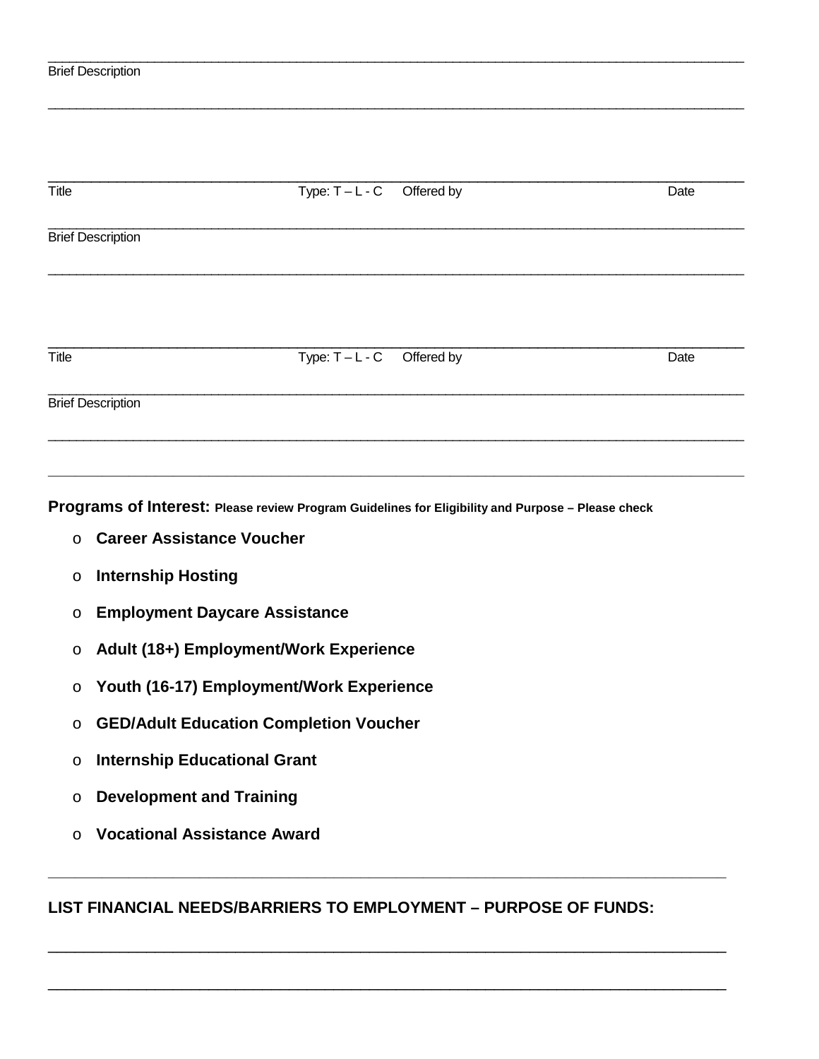___________________________________________________________________________

Brief Description

___________________________________________________________________________

___________________________________________________________________________

Title Type: T – L - C Offered by Date

___________________________________________________________________________

Brief Description

___________________________________________________________________________

___________________________________________________________________________

Title Type: T – L - C Offered by Date

___________________________________________________________________________

Brief Description

___________________________________________________________________________

___________________________________________________________________________

**Programs of Interest: Please review Program Guidelines for Eligibility and Purpose – Please check**

- **Career Assistance Voucher**
- **Internship Hosting**
- **Employment Daycare Assistance**
- **Adult (18+) Employment/Work Experience**
- **Youth (16-17) Employment/Work Experience**
- **GED/Adult Education Completion Voucher**
- **Internship Educational Grant**
- **Development and Training**
- **Vocational Assistance Award**

___________________________________________________________________________

**LIST FINANCIAL NEEDS/BARRIERS TO EMPLOYMENT – PURPOSE OF FUNDS:**

___________________________________________________________________________

___________________________________________________________________________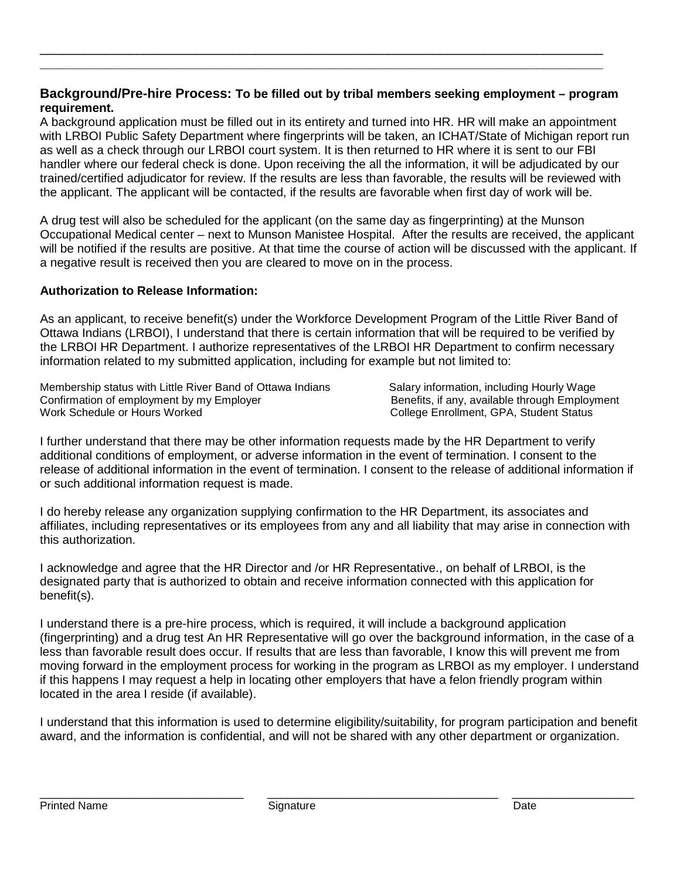**Background/Pre-hire Process: To be filled out by tribal members seeking employment – program requirement.**

A background application must be filled out in its entirety and turned into HR. HR will make an appointment with LRBOI Public Safety Department where fingerprints will be taken, an ICHAT/State of Michigan report run as well as a check through our LRBOI court system. It is then returned to HR where it is sent to our FBI handler where our federal check is done. Upon receiving the all the information, it will be adjudicated by our trained/certified adjudicator for review. If the results are less than favorable, the results will be reviewed with the applicant. The applicant will be contacted, if the results are favorable when first day of work will be.

A drug test will also be scheduled for the applicant (on the same day as fingerprinting) at the Munson Occupational Medical center – next to Munson Manistee Hospital. After the results are received, the applicant will be notified if the results are positive. At that time the course of action will be discussed with the applicant. If a negative result is received then you are cleared to move on in the process.

**Authorization to Release Information:**

As an applicant, to receive benefit(s) under the Workforce Development Program of the Little River Band of Ottawa Indians (LRBOI), I understand that there is certain information that will be required to be verified by the LRBOI HR Department. I authorize representatives of the LRBOI HR Department to confirm necessary information related to my submitted application, including for example but not limited to:

- Membership status with Little River Band of Ottawa Indians
- Confirmation of employment by my Employer
- Work Schedule or Hours Worked
- Salary information, including Hourly Wage
- Benefits, if any, available through Employment
- College Enrollment, GPA, Student Status

I further understand that there may be other information requests made by the HR Department to verify additional conditions of employment, or adverse information in the event of termination. I consent to the release of additional information in the event of termination. I consent to the release of additional information if or such additional information request is made.

I do hereby release any organization supplying confirmation to the HR Department, its associates and affiliates, including representatives or its employees from any and all liability that may arise in connection with this authorization.

I acknowledge and agree that the HR Director and /or HR Representative., on behalf of LRBOI, is the designated party that is authorized to obtain and receive information connected with this application for benefit(s).

I understand there is a pre-hire process, which is required, it will include a background application (fingerprinting) and a drug test An HR Representative will go over the background information, in the case of a less than favorable result does occur. If results that are less than favorable, I know this will prevent me from moving forward in the employment process for working in the program as LRBOI as my employer. I understand if this happens I may request a help in locating other employers that have a felon friendly program within located in the area I reside (if available).

I understand that this information is used to determine eligibility/suitability, for program participation and benefit award, and the information is confidential, and will not be shared with any other department or organization.

_____________________________ _____________________________ _______________

Printed Name Signature Date